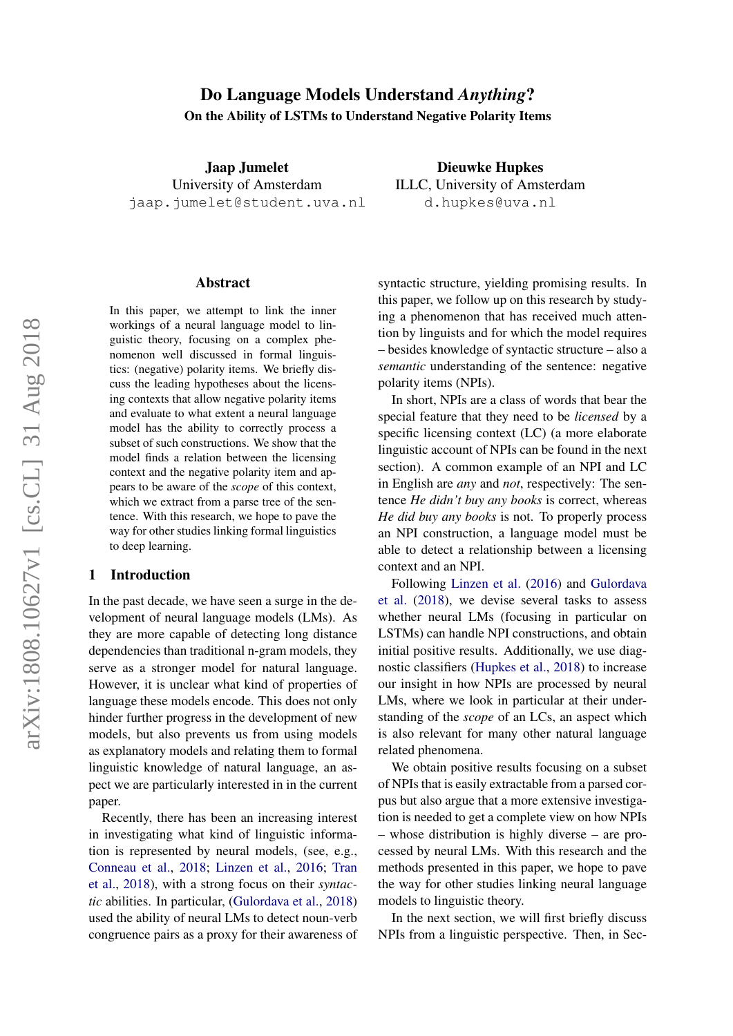# Do Language Models Understand *Anything*?

## On the Ability of LSTMs to Understand Negative Polarity Items

**Jaap Jumelet**
University of Amsterdam
jaap.jumelet@student.uva.nl

**Dieuwke Hupkes**
ILLC, University of Amsterdam
d.hupkes@uva.nl

### Abstract

In this paper, we attempt to link the inner workings of a neural language model to linguistic theory, focusing on a complex phenomenon well discussed in formal linguistics: (negative) polarity items. We briefly discuss the leading hypotheses about the licensing contexts that allow negative polarity items and evaluate to what extent a neural language model has the ability to correctly process a subset of such constructions. We show that the model finds a relation between the licensing context and the negative polarity item and appears to be aware of the *scope* of this context, which we extract from a parse tree of the sentence. With this research, we hope to pave the way for other studies linking formal linguistics to deep learning.

## 1 Introduction

In the past decade, we have seen a surge in the development of neural language models (LMs). As they are more capable of detecting long distance dependencies than traditional n-gram models, they serve as a stronger model for natural language. However, it is unclear what kind of properties of language these models encode. This does not only hinder further progress in the development of new models, but also prevents us from using models as explanatory models and relating them to formal linguistic knowledge of natural language, an aspect we are particularly interested in in the current paper.

Recently, there has been an increasing interest in investigating what kind of linguistic information is represented by neural models, (see, e.g., Conneau et al., 2018; Linzen et al., 2016; Tran et al., 2018), with a strong focus on their *syntactic* abilities. In particular, (Gulordava et al., 2018) used the ability of neural LMs to detect noun-verb congruence pairs as a proxy for their awareness of syntactic structure, yielding promising results. In this paper, we follow up on this research by studying a phenomenon that has received much attention by linguists and for which the model requires – besides knowledge of syntactic structure – also a *semantic* understanding of the sentence: negative polarity items (NPIs).

In short, NPIs are a class of words that bear the special feature that they need to be *licensed* by a specific licensing context (LC) (a more elaborate linguistic account of NPIs can be found in the next section). A common example of an NPI and LC in English are *any* and *not*, respectively: The sentence *He didn't buy any books* is correct, whereas *He did buy any books* is not. To properly process an NPI construction, a language model must be able to detect a relationship between a licensing context and an NPI.

Following Linzen et al. (2016) and Gulordava et al. (2018), we devise several tasks to assess whether neural LMs (focusing in particular on LSTMs) can handle NPI constructions, and obtain initial positive results. Additionally, we use diagnostic classifiers (Hupkes et al., 2018) to increase our insight in how NPIs are processed by neural LMs, where we look in particular at their understanding of the *scope* of an LCs, an aspect which is also relevant for many other natural language related phenomena.

We obtain positive results focusing on a subset of NPIs that is easily extractable from a parsed corpus but also argue that a more extensive investigation is needed to get a complete view on how NPIs – whose distribution is highly diverse – are processed by neural LMs. With this research and the methods presented in this paper, we hope to pave the way for other studies linking neural language models to linguistic theory.

In the next section, we will first briefly discuss NPIs from a linguistic perspective. Then, in Sec-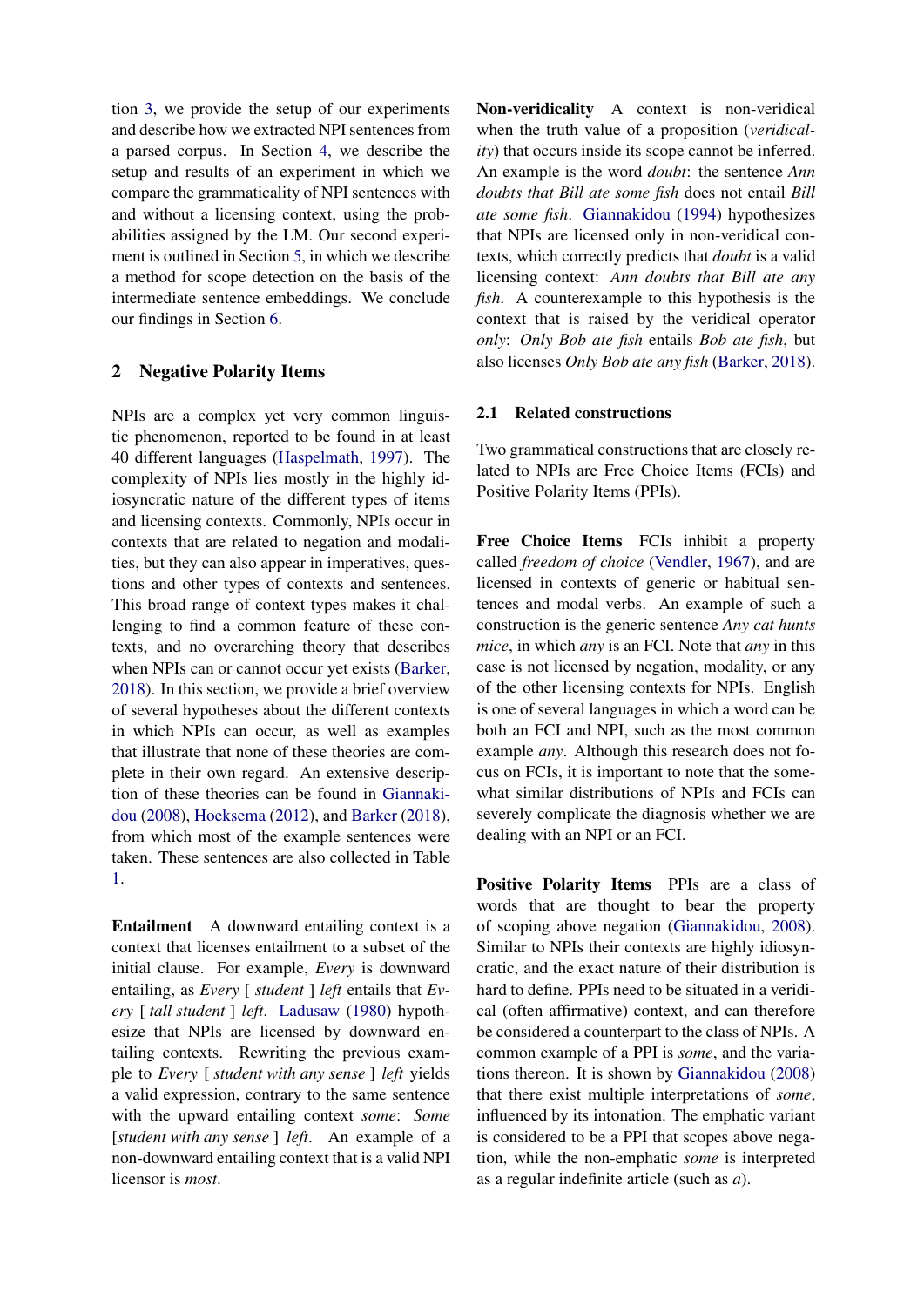tion 3, we provide the setup of our experiments and describe how we extracted NPI sentences from a parsed corpus. In Section 4, we describe the setup and results of an experiment in which we compare the grammaticality of NPI sentences with and without a licensing context, using the probabilities assigned by the LM. Our second experiment is outlined in Section 5, in which we describe a method for scope detection on the basis of the intermediate sentence embeddings. We conclude our findings in Section 6.

## 2 Negative Polarity Items

NPIs are a complex yet very common linguistic phenomenon, reported to be found in at least 40 different languages (Haspelmath, 1997). The complexity of NPIs lies mostly in the highly idiosyncratic nature of the different types of items and licensing contexts. Commonly, NPIs occur in contexts that are related to negation and modalities, but they can also appear in imperatives, questions and other types of contexts and sentences. This broad range of context types makes it challenging to find a common feature of these contexts, and no overarching theory that describes when NPIs can or cannot occur yet exists (Barker, 2018). In this section, we provide a brief overview of several hypotheses about the different contexts in which NPIs can occur, as well as examples that illustrate that none of these theories are complete in their own regard. An extensive description of these theories can be found in Giannakidou (2008), Hoeksema (2012), and Barker (2018), from which most of the example sentences were taken. These sentences are also collected in Table 1.

**Entailment** A downward entailing context is a context that licenses entailment to a subset of the initial clause. For example, *Every* is downward entailing, as *Every* [ *student* ] *left* entails that *Every* [ *tall student* ] *left*. Ladusaw (1980) hypothesize that NPIs are licensed by downward entailing contexts. Rewriting the previous example to *Every* [ *student with any sense* ] *left* yields a valid expression, contrary to the same sentence with the upward entailing context *some*: *Some* [*student with any sense* ] *left*. An example of a non-downward entailing context that is a valid NPI licensor is *most*.

**Non-veridicality** A context is non-veridical when the truth value of a proposition (*veridicality*) that occurs inside its scope cannot be inferred. An example is the word *doubt*: the sentence *Ann doubts that Bill ate some fish* does not entail *Bill ate some fish*. Giannakidou (1994) hypothesizes that NPIs are licensed only in non-veridical contexts, which correctly predicts that *doubt* is a valid licensing context: *Ann doubts that Bill ate any fish*. A counterexample to this hypothesis is the context that is raised by the veridical operator *only*: *Only Bob ate fish* entails *Bob ate fish*, but also licenses *Only Bob ate any fish* (Barker, 2018).

### 2.1 Related constructions

Two grammatical constructions that are closely related to NPIs are Free Choice Items (FCIs) and Positive Polarity Items (PPIs).

**Free Choice Items** FCIs inhibit a property called *freedom of choice* (Vendler, 1967), and are licensed in contexts of generic or habitual sentences and modal verbs. An example of such a construction is the generic sentence *Any cat hunts mice*, in which *any* is an FCI. Note that *any* in this case is not licensed by negation, modality, or any of the other licensing contexts for NPIs. English is one of several languages in which a word can be both an FCI and NPI, such as the most common example *any*. Although this research does not focus on FCIs, it is important to note that the somewhat similar distributions of NPIs and FCIs can severely complicate the diagnosis whether we are dealing with an NPI or an FCI.

**Positive Polarity Items** PPIs are a class of words that are thought to bear the property of scoping above negation (Giannakidou, 2008). Similar to NPIs their contexts are highly idiosyncratic, and the exact nature of their distribution is hard to define. PPIs need to be situated in a veridical (often affirmative) context, and can therefore be considered a counterpart to the class of NPIs. A common example of a PPI is *some*, and the variations thereon. It is shown by Giannakidou (2008) that there exist multiple interpretations of *some*, influenced by its intonation. The emphatic variant is considered to be a PPI that scopes above negation, while the non-emphatic *some* is interpreted as a regular indefinite article (such as *a*).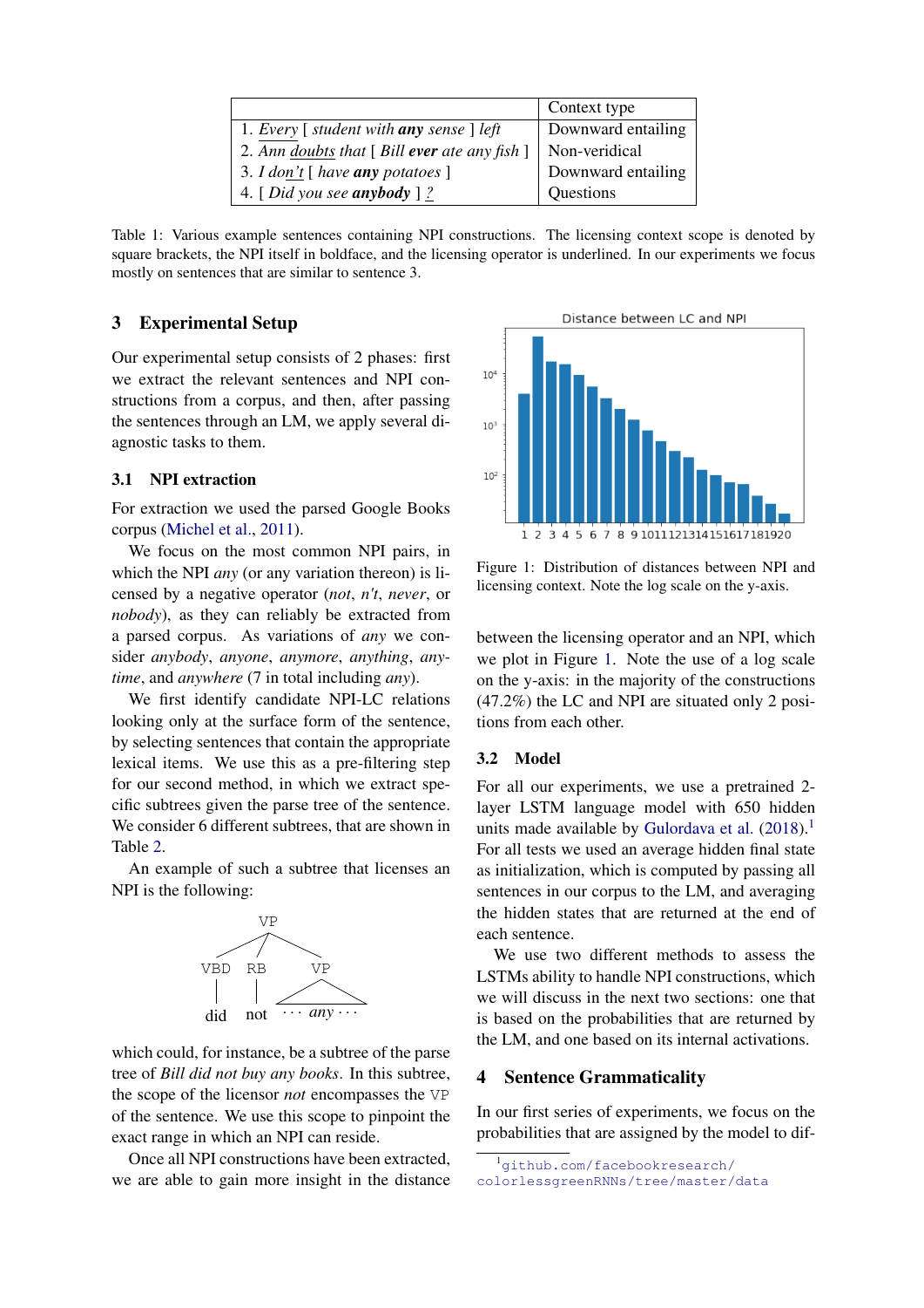| | Context type |
|---|---|
| 1. *Every* [ *student with **any** sense* ] *left* | Downward entailing |
| 2. *Ann doubts that* [ *Bill **ever** ate any fish* ] | Non-veridical |
| 3. *I don't* [ *have **any** potatoes* ] | Downward entailing |
| 4. [ *Did you see **anybody*** ] *?* | Questions |

Table 1: Various example sentences containing NPI constructions. The licensing context scope is denoted by square brackets, the NPI itself in boldface, and the licensing operator is underlined. In our experiments we focus mostly on sentences that are similar to sentence 3.

## 3 Experimental Setup

Our experimental setup consists of 2 phases: first we extract the relevant sentences and NPI constructions from a corpus, and then, after passing the sentences through an LM, we apply several diagnostic tasks to them.

### 3.1 NPI extraction

For extraction we used the parsed Google Books corpus (Michel et al., 2011).

We focus on the most common NPI pairs, in which the NPI *any* (or any variation thereon) is licensed by a negative operator (*not*, *n't*, *never*, or *nobody*), as they can reliably be extracted from a parsed corpus. As variations of *any* we consider *anybody*, *anyone*, *anymore*, *anything*, *anytime*, and *anywhere* (7 in total including *any*).

We first identify candidate NPI-LC relations looking only at the surface form of the sentence, by selecting sentences that contain the appropriate lexical items. We use this as a pre-filtering step for our second method, in which we extract specific subtrees given the parse tree of the sentence. We consider 6 different subtrees, that are shown in Table 2.

An example of such a subtree that licenses an NPI is the following:

```
            VP
      /     |     \
   VBD     RB      VP
    |       |     /  \
   did     not  ··· any ···
```

which could, for instance, be a subtree of the parse tree of *Bill did not buy any books*. In this subtree, the scope of the licensor *not* encompasses the VP of the sentence. We use this scope to pinpoint the exact range in which an NPI can reside.

Once all NPI constructions have been extracted, we are able to gain more insight in the distance between the licensing operator and an NPI, which we plot in Figure 1. Note the use of a log scale on the y-axis: in the majority of the constructions (47.2%) the LC and NPI are situated only 2 positions from each other.

Figure 1: Distribution of distances between NPI and licensing context. Note the log scale on the y-axis.

### 3.2 Model

For all our experiments, we use a pretrained 2-layer LSTM language model with 650 hidden units made available by Gulordava et al. (2018).[1] For all tests we used an average hidden final state as initialization, which is computed by passing all sentences in our corpus to the LM, and averaging the hidden states that are returned at the end of each sentence.

We use two different methods to assess the LSTMs ability to handle NPI constructions, which we will discuss in the next two sections: one that is based on the probabilities that are returned by the LM, and one based on its internal activations.

## 4 Sentence Grammaticality

In our first series of experiments, we focus on the probabilities that are assigned by the model to dif-

[1] github.com/facebookresearch/colorlessgreenRNNs/tree/master/data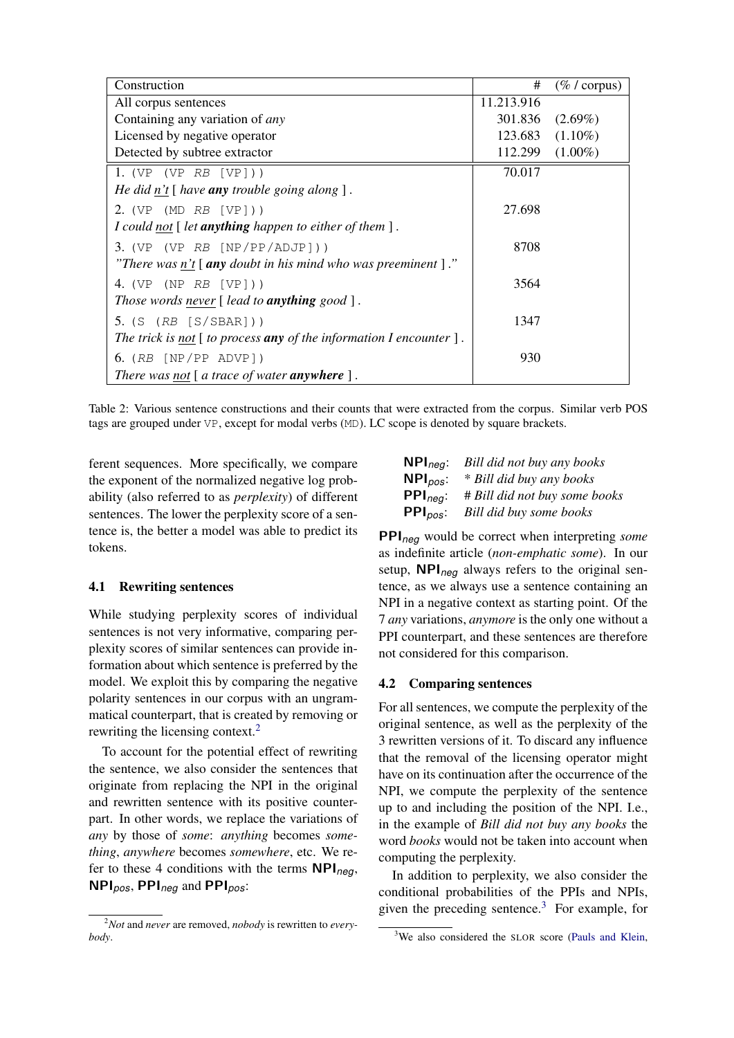| Construction | # | (% / corpus) |
|---|---|---|
| All corpus sentences | 11.213.916 | |
| Containing any variation of *any* | 301.836 | (2.69%) |
| Licensed by negative operator | 123.683 | (1.10%) |
| Detected by subtree extractor | 112.299 | (1.00%) |
| 1. `(VP (VP RB [VP]))` *He did n't [ have **any** trouble going along ].* | 70.017 | |
| 2. `(VP (MD RB [VP]))` *I could not [ let **anything** happen to either of them ].* | 27.698 | |
| 3. `(VP (VP RB [NP/PP/ADJP]))` *"There was n't [ **any** doubt in his mind who was preeminent ]."* | 8708 | |
| 4. `(VP (NP RB [VP]))` *Those words never [ lead to **anything** good ].* | 3564 | |
| 5. `(S (RB [S/SBAR]))` *The trick is not [ to process **any** of the information I encounter ].* | 1347 | |
| 6. `(RB [NP/PP ADVP])` *There was not [ a trace of water **anywhere** ].* | 930 | |

Table 2: Various sentence constructions and their counts that were extracted from the corpus. Similar verb POS tags are grouped under VP, except for modal verbs (MD). LC scope is denoted by square brackets.

ferent sequences. More specifically, we compare the exponent of the normalized negative log probability (also referred to as *perplexity*) of different sentences. The lower the perplexity score of a sentence is, the better a model was able to predict its tokens.

### 4.1 Rewriting sentences

While studying perplexity scores of individual sentences is not very informative, comparing perplexity scores of similar sentences can provide information about which sentence is preferred by the model. We exploit this by comparing the negative polarity sentences in our corpus with an ungrammatical counterpart, that is created by removing or rewriting the licensing context.[2]

To account for the potential effect of rewriting the sentence, we also consider the sentences that originate from replacing the NPI in the original and rewritten sentence with its positive counterpart. In other words, we replace the variations of *any* by those of *some*: *anything* becomes *something*, *anywhere* becomes *somewhere*, etc. We refer to these 4 conditions with the terms $\textbf{NPI}_{neg}$, $\textbf{NPI}_{pos}$, $\textbf{PPI}_{neg}$ and $\textbf{PPI}_{pos}$:

$\textbf{NPI}_{neg}$: *Bill did not buy any books*
$\textbf{NPI}_{pos}$: *\* Bill did buy any books*
$\textbf{PPI}_{neg}$: *# Bill did not buy some books*
$\textbf{PPI}_{pos}$: *Bill did buy some books*

$\textbf{PPI}_{neg}$ would be correct when interpreting *some* as indefinite article (*non-emphatic some*). In our setup, $\textbf{NPI}_{neg}$ always refers to the original sentence, as we always use a sentence containing an NPI in a negative context as starting point. Of the 7 *any* variations, *anymore* is the only one without a PPI counterpart, and these sentences are therefore not considered for this comparison.

### 4.2 Comparing sentences

For all sentences, we compute the perplexity of the original sentence, as well as the perplexity of the 3 rewritten versions of it. To discard any influence that the removal of the licensing operator might have on its continuation after the occurrence of the NPI, we compute the perplexity of the sentence up to and including the position of the NPI. I.e., in the example of *Bill did not buy any books* the word *books* would not be taken into account when computing the perplexity.

In addition to perplexity, we also consider the conditional probabilities of the PPIs and NPIs, given the preceding sentence.[3] For example, for

[2] *Not* and *never* are removed, *nobody* is rewritten to *everybody*.

[3] We also considered the SLOR score (Pauls and Klein,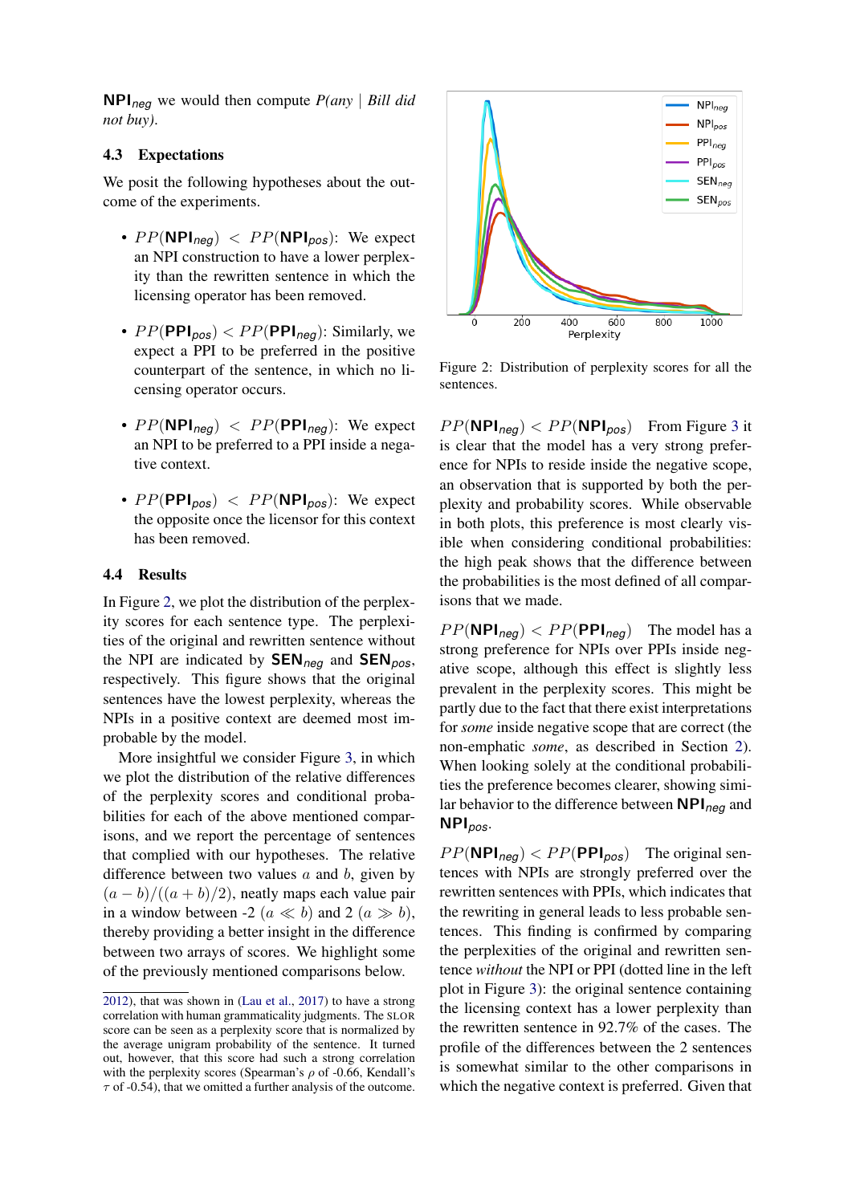NPI$_{neg}$ we would then compute *P(any | Bill did not buy)*.

### 4.3 Expectations

We posit the following hypotheses about the outcome of the experiments.

- $PP$(**NPI**$_{neg}$) $<$ $PP$(**NPI**$_{pos}$): We expect an NPI construction to have a lower perplexity than the rewritten sentence in which the licensing operator has been removed.
- $PP$(**PPI**$_{pos}$) $<$ $PP$(**PPI**$_{neg}$): Similarly, we expect a PPI to be preferred in the positive counterpart of the sentence, in which no licensing operator occurs.
- $PP$(**NPI**$_{neg}$) $<$ $PP$(**PPI**$_{neg}$): We expect an NPI to be preferred to a PPI inside a negative context.
- $PP$(**PPI**$_{pos}$) $<$ $PP$(**NPI**$_{pos}$): We expect the opposite once the licensor for this context has been removed.

### 4.4 Results

In Figure 2, we plot the distribution of the perplexity scores for each sentence type. The perplexities of the original and rewritten sentence without the NPI are indicated by **SEN**$_{neg}$ and **SEN**$_{pos}$, respectively. This figure shows that the original sentences have the lowest perplexity, whereas the NPIs in a positive context are deemed most improbable by the model.

More insightful we consider Figure 3, in which we plot the distribution of the relative differences of the perplexity scores and conditional probabilities for each of the above mentioned comparisons, and we report the percentage of sentences that complied with our hypotheses. The relative difference between two values $a$ and $b$, given by $(a-b)/((a+b)/2)$, neatly maps each value pair in a window between -2 ($a \ll b$) and 2 ($a \gg b$), thereby providing a better insight in the difference between two arrays of scores. We highlight some of the previously mentioned comparisons below.

2012), that was shown in (Lau et al., 2017) to have a strong correlation with human grammaticality judgments. The SLOR score can be seen as a perplexity score that is normalized by the average unigram probability of the sentence. It turned out, however, that this score had such a strong correlation with the perplexity scores (Spearman's $\rho$ of -0.66, Kendall's $\tau$ of -0.54), that we omitted a further analysis of the outcome.

Figure 2: Distribution of perplexity scores for all the sentences.

$PP$(**NPI**$_{neg}$) $<$ $PP$(**NPI**$_{pos}$) From Figure 3 it is clear that the model has a very strong preference for NPIs to reside inside the negative scope, an observation that is supported by both the perplexity and probability scores. While observable in both plots, this preference is most clearly visible when considering conditional probabilities: the high peak shows that the difference between the probabilities is the most defined of all comparisons that we made.

$PP$(**NPI**$_{neg}$) $<$ $PP$(**PPI**$_{neg}$) The model has a strong preference for NPIs over PPIs inside negative scope, although this effect is slightly less prevalent in the perplexity scores. This might be partly due to the fact that there exist interpretations for *some* inside negative scope that are correct (the non-emphatic *some*, as described in Section 2). When looking solely at the conditional probabilities the preference becomes clearer, showing similar behavior to the difference between **NPI**$_{neg}$ and **NPI**$_{pos}$.

$PP$(**NPI**$_{neg}$) $<$ $PP$(**PPI**$_{pos}$) The original sentences with NPIs are strongly preferred over the rewritten sentences with PPIs, which indicates that the rewriting in general leads to less probable sentences. This finding is confirmed by comparing the perplexities of the original and rewritten sentence *without* the NPI or PPI (dotted line in the left plot in Figure 3): the original sentence containing the licensing context has a lower perplexity than the rewritten sentence in 92.7% of the cases. The profile of the differences between the 2 sentences is somewhat similar to the other comparisons in which the negative context is preferred. Given that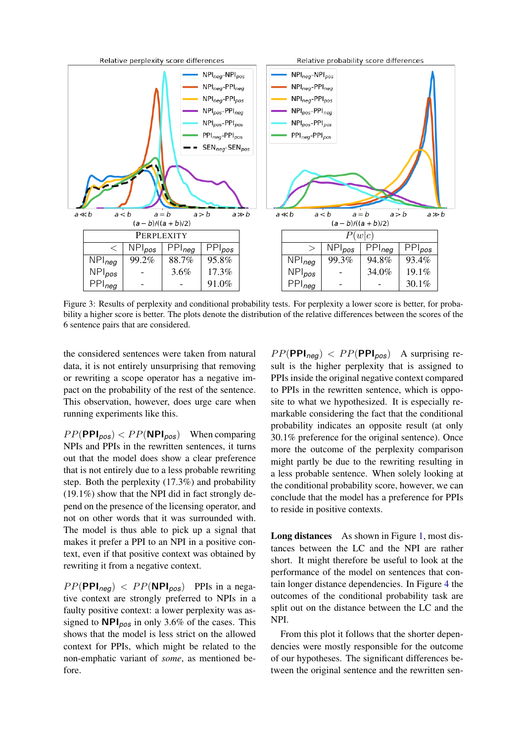| PERPLEXITY | | | |
|---|---|---|---|
| < | NPI$_{pos}$ | PPI$_{neg}$ | PPI$_{pos}$ |
| NPI$_{neg}$ | 99.2% | 88.7% | 95.8% |
| NPI$_{pos}$ | - | 3.6% | 17.3% |
| PPI$_{neg}$ | - | - | 91.0% |

| $P(w\|c)$ | | | |
|---|---|---|---|
| > | NPI$_{pos}$ | PPI$_{neg}$ | PPI$_{pos}$ |
| NPI$_{neg}$ | 99.3% | 94.8% | 93.4% |
| NPI$_{pos}$ | - | 34.0% | 19.1% |
| PPI$_{neg}$ | - | - | 30.1% |

Figure 3: Results of perplexity and conditional probability tests. For perplexity a lower score is better, for probability a higher score is better. The plots denote the distribution of the relative differences between the scores of the 6 sentence pairs that are considered.

the considered sentences were taken from natural data, it is not entirely unsurprising that removing or rewriting a scope operator has a negative impact on the probability of the rest of the sentence. This observation, however, does urge care when running experiments like this.

**$PP(\textbf{PPI}_{pos}) < PP(\textbf{NPI}_{pos})$** When comparing NPIs and PPIs in the rewritten sentences, it turns out that the model does show a clear preference that is not entirely due to a less probable rewriting step. Both the perplexity (17.3%) and probability (19.1%) show that the NPI did in fact strongly depend on the presence of the licensing operator, and not on other words that it was surrounded with. The model is thus able to pick up a signal that makes it prefer a PPI to an NPI in a positive context, even if that positive context was obtained by rewriting it from a negative context.

**$PP(\textbf{PPI}_{neg}) < PP(\textbf{NPI}_{pos})$** PPIs in a negative context are strongly preferred to NPIs in a faulty positive context: a lower perplexity was assigned to **NPI$_{pos}$** in only 3.6% of the cases. This shows that the model is less strict on the allowed context for PPIs, which might be related to the non-emphatic variant of *some*, as mentioned before.

**$PP(\textbf{PPI}_{neg}) < PP(\textbf{PPI}_{pos})$** A surprising result is the higher perplexity that is assigned to PPIs inside the original negative context compared to PPIs in the rewritten sentence, which is opposite to what we hypothesized. It is especially remarkable considering the fact that the conditional probability indicates an opposite result (at only 30.1% preference for the original sentence). Once more the outcome of the perplexity comparison might partly be due to the rewriting resulting in a less probable sentence. When solely looking at the conditional probability score, however, we can conclude that the model has a preference for PPIs to reside in positive contexts.

**Long distances** As shown in Figure 1, most distances between the LC and the NPI are rather short. It might therefore be useful to look at the performance of the model on sentences that contain longer distance dependencies. In Figure 4 the outcomes of the conditional probability task are split out on the distance between the LC and the NPI.

From this plot it follows that the shorter dependencies were mostly responsible for the outcome of our hypotheses. The significant differences between the original sentence and the rewritten sen-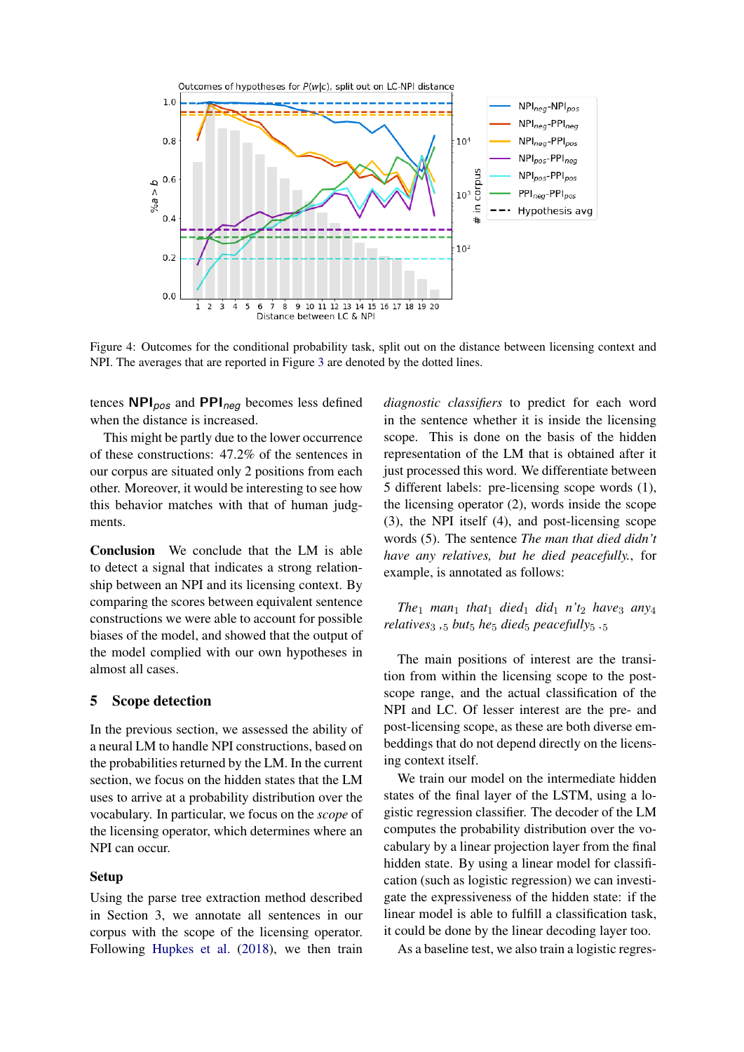Figure 4: Outcomes for the conditional probability task, split out on the distance between licensing context and NPI. The averages that are reported in Figure 3 are denoted by the dotted lines.

tences **NPI**$_{pos}$ and **PPI**$_{neg}$ becomes less defined when the distance is increased.

This might be partly due to the lower occurrence of these constructions: 47.2% of the sentences in our corpus are situated only 2 positions from each other. Moreover, it would be interesting to see how this behavior matches with that of human judgments.

**Conclusion** We conclude that the LM is able to detect a signal that indicates a strong relationship between an NPI and its licensing context. By comparing the scores between equivalent sentence constructions we were able to account for possible biases of the model, and showed that the output of the model complied with our own hypotheses in almost all cases.

## 5 Scope detection

In the previous section, we assessed the ability of a neural LM to handle NPI constructions, based on the probabilities returned by the LM. In the current section, we focus on the hidden states that the LM uses to arrive at a probability distribution over the vocabulary. In particular, we focus on the *scope* of the licensing operator, which determines where an NPI can occur.

### Setup

Using the parse tree extraction method described in Section 3, we annotate all sentences in our corpus with the scope of the licensing operator. Following Hupkes et al. (2018), we then train *diagnostic classifiers* to predict for each word in the sentence whether it is inside the licensing scope. This is done on the basis of the hidden representation of the LM that is obtained after it just processed this word. We differentiate between 5 different labels: pre-licensing scope words (1), the licensing operator (2), words inside the scope (3), the NPI itself (4), and post-licensing scope words (5). The sentence *The man that died didn't have any relatives, but he died peacefully.*, for example, is annotated as follows:

*The*$_1$ *man*$_1$ *that*$_1$ *died*$_1$ *did*$_1$ *n't*$_2$ *have*$_3$ *any*$_4$ *relatives*$_3$ *,*$_5$ *but*$_5$ *he*$_5$ *died*$_5$ *peacefully*$_5$ *.*$_5$

The main positions of interest are the transition from within the licensing scope to the post-scope range, and the actual classification of the NPI and LC. Of lesser interest are the pre- and post-licensing scope, as these are both diverse embeddings that do not depend directly on the licensing context itself.

We train our model on the intermediate hidden states of the final layer of the LSTM, using a logistic regression classifier. The decoder of the LM computes the probability distribution over the vocabulary by a linear projection layer from the final hidden state. By using a linear model for classification (such as logistic regression) we can investigate the expressiveness of the hidden state: if the linear model is able to fulfill a classification task, it could be done by the linear decoding layer too.

As a baseline test, we also train a logistic regres-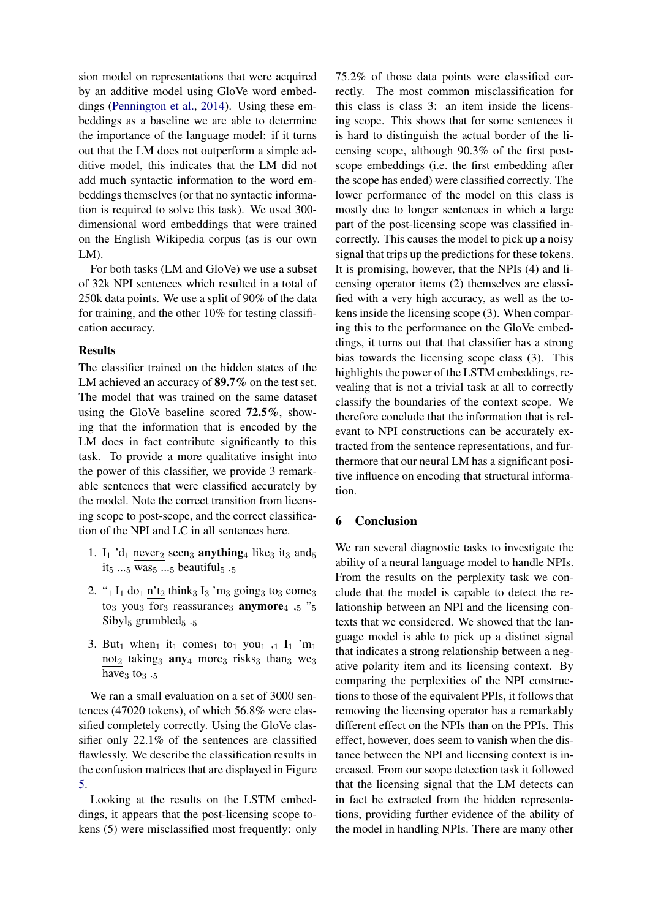sion model on representations that were acquired by an additive model using GloVe word embeddings (Pennington et al., 2014). Using these embeddings as a baseline we are able to determine the importance of the language model: if it turns out that the LM does not outperform a simple additive model, this indicates that the LM did not add much syntactic information to the word embeddings themselves (or that no syntactic information is required to solve this task). We used 300-dimensional word embeddings that were trained on the English Wikipedia corpus (as is our own LM).

For both tasks (LM and GloVe) we use a subset of 32k NPI sentences which resulted in a total of 250k data points. We use a split of 90% of the data for training, and the other 10% for testing classification accuracy.

**Results**

The classifier trained on the hidden states of the LM achieved an accuracy of **89.7%** on the test set. The model that was trained on the same dataset using the GloVe baseline scored **72.5%**, showing that the information that is encoded by the LM does in fact contribute significantly to this task. To provide a more qualitative insight into the power of this classifier, we provide 3 remarkable sentences that were classified accurately by the model. Note the correct transition from licensing scope to post-scope, and the correct classification of the NPI and LC in all sentences here.

1. I$_1$ 'd$_1$ <u>never</u>$_2$ seen$_3$ **anything**$_4$ like$_3$ it$_3$ and$_5$ it$_5$ ...$_5$ was$_5$ ...$_5$ beautiful$_5$ .$_5$
2. "$_1$ I$_1$ do$_1$ <u>n't</u>$_2$ think$_3$ I$_3$ 'm$_3$ going$_3$ to$_3$ come$_3$ to$_3$ you$_3$ for$_3$ reassurance$_3$ **anymore**$_4$ ,$_5$ "$_5$ Sibyl$_5$ grumbled$_5$ .$_5$
3. But$_1$ when$_1$ it$_1$ comes$_1$ to$_1$ you$_1$ ,$_1$ I$_1$ 'm$_1$ <u>not</u>$_2$ taking$_3$ **any**$_4$ more$_3$ risks$_3$ than$_3$ we$_3$ have$_3$ to$_3$ .$_5$

We ran a small evaluation on a set of 3000 sentences (47020 tokens), of which 56.8% were classified completely correctly. Using the GloVe classifier only 22.1% of the sentences are classified flawlessly. We describe the classification results in the confusion matrices that are displayed in Figure 5.

Looking at the results on the LSTM embeddings, it appears that the post-licensing scope tokens (5) were misclassified most frequently: only 75.2% of those data points were classified correctly. The most common misclassification for this class is class 3: an item inside the licensing scope. This shows that for some sentences it is hard to distinguish the actual border of the licensing scope, although 90.3% of the first post-scope embeddings (i.e. the first embedding after the scope has ended) were classified correctly. The lower performance of the model on this class is mostly due to longer sentences in which a large part of the post-licensing scope was classified incorrectly. This causes the model to pick up a noisy signal that trips up the predictions for these tokens. It is promising, however, that the NPIs (4) and licensing operator items (2) themselves are classified with a very high accuracy, as well as the tokens inside the licensing scope (3). When comparing this to the performance on the GloVe embeddings, it turns out that that classifier has a strong bias towards the licensing scope class (3). This highlights the power of the LSTM embeddings, revealing that is not a trivial task at all to correctly classify the boundaries of the context scope. We therefore conclude that the information that is relevant to NPI constructions can be accurately extracted from the sentence representations, and furthermore that our neural LM has a significant positive influence on encoding that structural information.

## 6 Conclusion

We ran several diagnostic tasks to investigate the ability of a neural language model to handle NPIs. From the results on the perplexity task we conclude that the model is capable to detect the relationship between an NPI and the licensing contexts that we considered. We showed that the language model is able to pick up a distinct signal that indicates a strong relationship between a negative polarity item and its licensing context. By comparing the perplexities of the NPI constructions to those of the equivalent PPIs, it follows that removing the licensing operator has a remarkably different effect on the NPIs than on the PPIs. This effect, however, does seem to vanish when the distance between the NPI and licensing context is increased. From our scope detection task it followed that the licensing signal that the LM detects can in fact be extracted from the hidden representations, providing further evidence of the ability of the model in handling NPIs. There are many other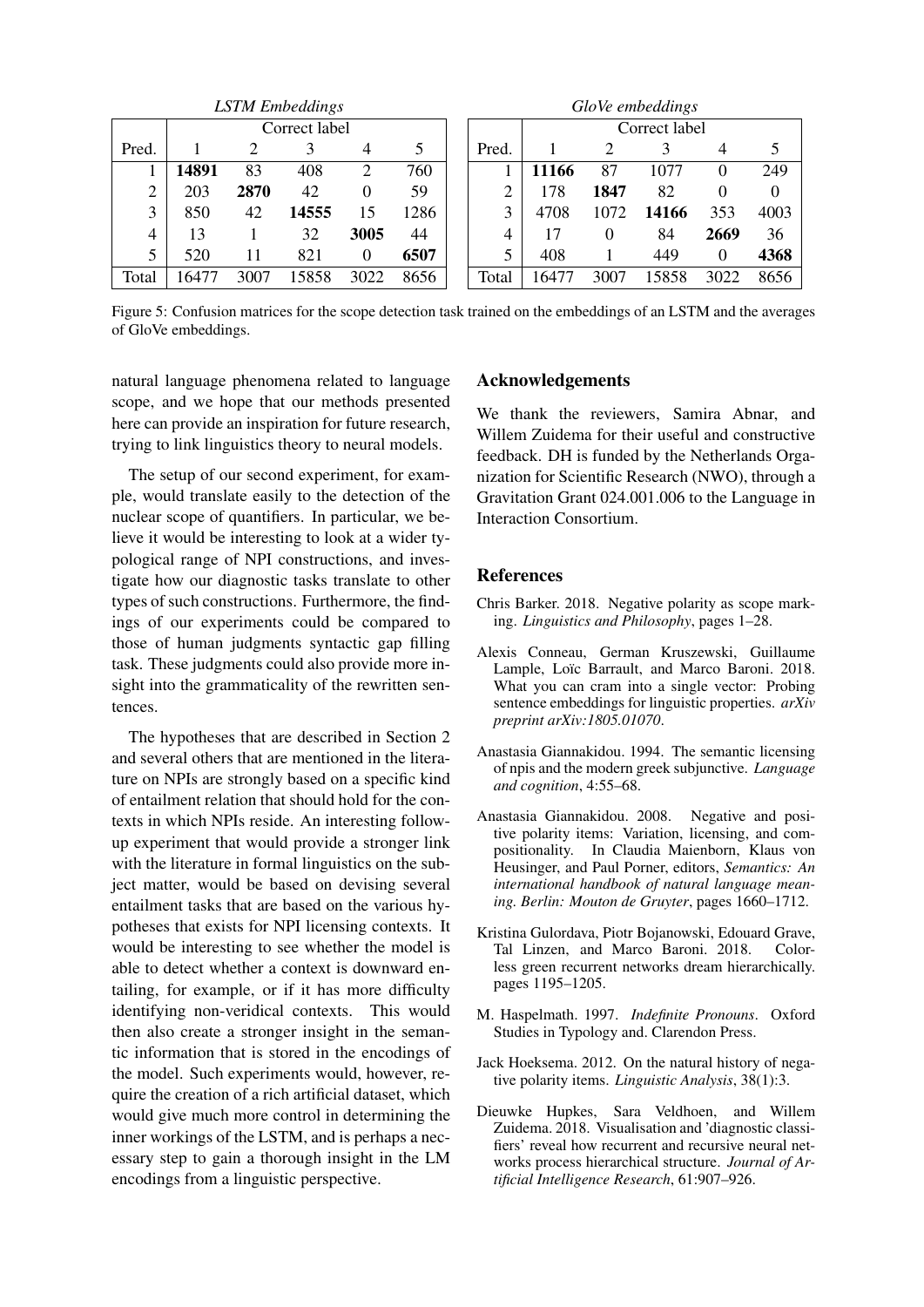*LSTM Embeddings*

| Pred. | Correct label | | | | |
|---|---|---|---|---|---|
| | 1 | 2 | 3 | 4 | 5 |
| 1 | **14891** | 83 | 408 | 2 | 760 |
| 2 | 203 | **2870** | 42 | 0 | 59 |
| 3 | 850 | 42 | **14555** | 15 | 1286 |
| 4 | 13 | 1 | 32 | **3005** | 44 |
| 5 | 520 | 11 | 821 | 0 | **6507** |
| Total | 16477 | 3007 | 15858 | 3022 | 8656 |

*GloVe embeddings*

| Pred. | Correct label | | | | |
|---|---|---|---|---|---|
| | 1 | 2 | 3 | 4 | 5 |
| 1 | **11166** | 87 | 1077 | 0 | 249 |
| 2 | 178 | **1847** | 82 | 0 | 0 |
| 3 | 4708 | 1072 | **14166** | 353 | 4003 |
| 4 | 17 | 0 | 84 | **2669** | 36 |
| 5 | 408 | 1 | 449 | 0 | **4368** |
| Total | 16477 | 3007 | 15858 | 3022 | 8656 |

Figure 5: Confusion matrices for the scope detection task trained on the embeddings of an LSTM and the averages of GloVe embeddings.

natural language phenomena related to language scope, and we hope that our methods presented here can provide an inspiration for future research, trying to link linguistics theory to neural models.

The setup of our second experiment, for example, would translate easily to the detection of the nuclear scope of quantifiers. In particular, we believe it would be interesting to look at a wider typological range of NPI constructions, and investigate how our diagnostic tasks translate to other types of such constructions. Furthermore, the findings of our experiments could be compared to those of human judgments syntactic gap filling task. These judgments could also provide more insight into the grammaticality of the rewritten sentences.

The hypotheses that are described in Section 2 and several others that are mentioned in the literature on NPIs are strongly based on a specific kind of entailment relation that should hold for the contexts in which NPIs reside. An interesting follow-up experiment that would provide a stronger link with the literature in formal linguistics on the subject matter, would be based on devising several entailment tasks that are based on the various hypotheses that exists for NPI licensing contexts. It would be interesting to see whether the model is able to detect whether a context is downward entailing, for example, or if it has more difficulty identifying non-veridical contexts. This would then also create a stronger insight in the semantic information that is stored in the encodings of the model. Such experiments would, however, require the creation of a rich artificial dataset, which would give much more control in determining the inner workings of the LSTM, and is perhaps a necessary step to gain a thorough insight in the LM encodings from a linguistic perspective.

## Acknowledgements

We thank the reviewers, Samira Abnar, and Willem Zuidema for their useful and constructive feedback. DH is funded by the Netherlands Organization for Scientific Research (NWO), through a Gravitation Grant 024.001.006 to the Language in Interaction Consortium.

## References

Chris Barker. 2018. Negative polarity as scope marking. *Linguistics and Philosophy*, pages 1–28.

Alexis Conneau, German Kruszewski, Guillaume Lample, Loïc Barrault, and Marco Baroni. 2018. What you can cram into a single vector: Probing sentence embeddings for linguistic properties. *arXiv preprint arXiv:1805.01070*.

Anastasia Giannakidou. 1994. The semantic licensing of npis and the modern greek subjunctive. *Language and cognition*, 4:55–68.

Anastasia Giannakidou. 2008. Negative and positive polarity items: Variation, licensing, and compositionality. In Claudia Maienborn, Klaus von Heusinger, and Paul Porner, editors, *Semantics: An international handbook of natural language meaning. Berlin: Mouton de Gruyter*, pages 1660–1712.

Kristina Gulordava, Piotr Bojanowski, Edouard Grave, Tal Linzen, and Marco Baroni. 2018. Colorless green recurrent networks dream hierarchically. pages 1195–1205.

M. Haspelmath. 1997. *Indefinite Pronouns*. Oxford Studies in Typology and. Clarendon Press.

Jack Hoeksema. 2012. On the natural history of negative polarity items. *Linguistic Analysis*, 38(1):3.

Dieuwke Hupkes, Sara Veldhoen, and Willem Zuidema. 2018. Visualisation and 'diagnostic classifiers' reveal how recurrent and recursive neural networks process hierarchical structure. *Journal of Artificial Intelligence Research*, 61:907–926.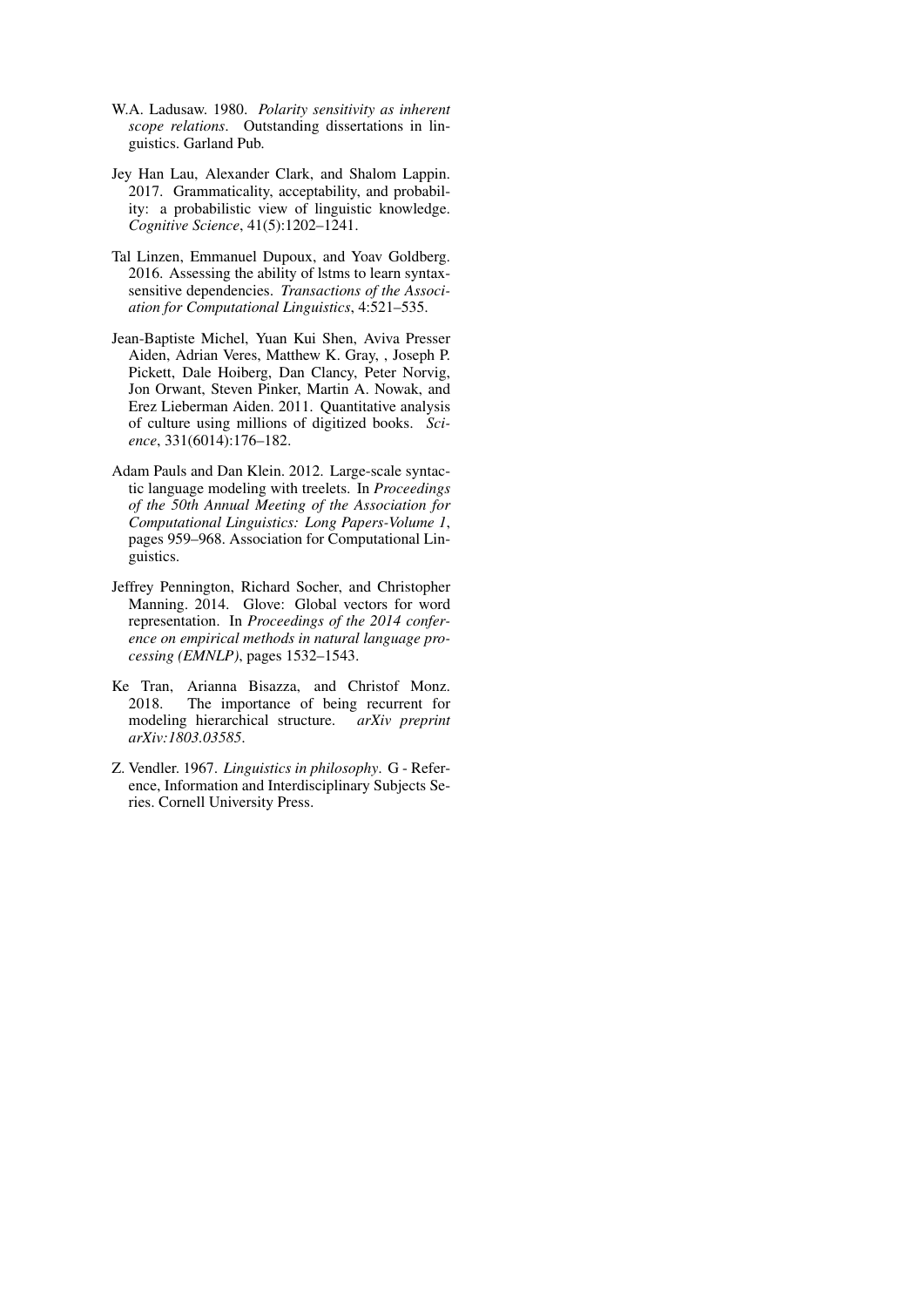W.A. Ladusaw. 1980. *Polarity sensitivity as inherent scope relations*. Outstanding dissertations in linguistics. Garland Pub.

Jey Han Lau, Alexander Clark, and Shalom Lappin. 2017. Grammaticality, acceptability, and probability: a probabilistic view of linguistic knowledge. *Cognitive Science*, 41(5):1202–1241.

Tal Linzen, Emmanuel Dupoux, and Yoav Goldberg. 2016. Assessing the ability of lstms to learn syntax-sensitive dependencies. *Transactions of the Association for Computational Linguistics*, 4:521–535.

Jean-Baptiste Michel, Yuan Kui Shen, Aviva Presser Aiden, Adrian Veres, Matthew K. Gray, , Joseph P. Pickett, Dale Hoiberg, Dan Clancy, Peter Norvig, Jon Orwant, Steven Pinker, Martin A. Nowak, and Erez Lieberman Aiden. 2011. Quantitative analysis of culture using millions of digitized books. *Science*, 331(6014):176–182.

Adam Pauls and Dan Klein. 2012. Large-scale syntactic language modeling with treelets. In *Proceedings of the 50th Annual Meeting of the Association for Computational Linguistics: Long Papers-Volume 1*, pages 959–968. Association for Computational Linguistics.

Jeffrey Pennington, Richard Socher, and Christopher Manning. 2014. Glove: Global vectors for word representation. In *Proceedings of the 2014 conference on empirical methods in natural language processing (EMNLP)*, pages 1532–1543.

Ke Tran, Arianna Bisazza, and Christof Monz. 2018. The importance of being recurrent for modeling hierarchical structure. *arXiv preprint arXiv:1803.03585*.

Z. Vendler. 1967. *Linguistics in philosophy*. G - Reference, Information and Interdisciplinary Subjects Series. Cornell University Press.